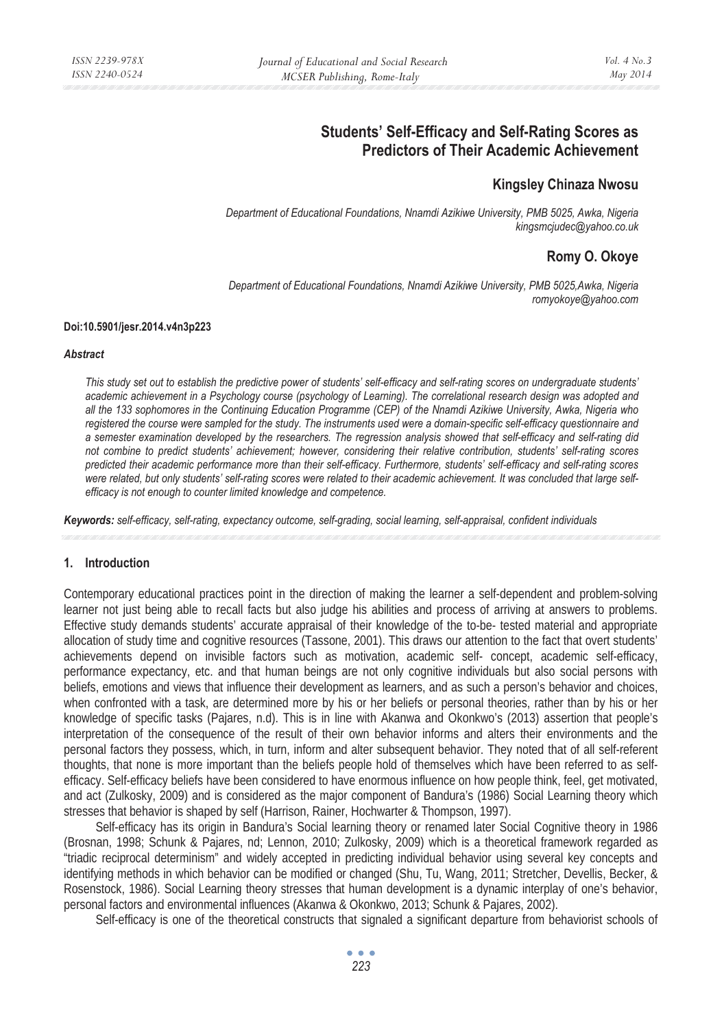# Students' Self-Efficacy and Self-Rating Scores as Predictors of Their Academic Achievement

## Kingsley Chinaza Nwosu

*Department of Educational Foundations, Nnamdi Azikiwe University, PMB 5025, Awka, Nigeria*
*kingsmcjudec@yahoo.co.uk*

## Romy O. Okoye

*Department of Educational Foundations, Nnamdi Azikiwe University, PMB 5025,Awka, Nigeria*
*romyokoye@yahoo.com*

**Doi:10.5901/jesr.2014.v4n3p223**

### *Abstract*

*This study set out to establish the predictive power of students' self-efficacy and self-rating scores on undergraduate students' academic achievement in a Psychology course (psychology of Learning). The correlational research design was adopted and all the 133 sophomores in the Continuing Education Programme (CEP) of the Nnamdi Azikiwe University, Awka, Nigeria who registered the course were sampled for the study. The instruments used were a domain-specific self-efficacy questionnaire and a semester examination developed by the researchers. The regression analysis showed that self-efficacy and self-rating did not combine to predict students' achievement; however, considering their relative contribution, students' self-rating scores predicted their academic performance more than their self-efficacy. Furthermore, students' self-efficacy and self-rating scores were related, but only students' self-rating scores were related to their academic achievement. It was concluded that large self-efficacy is not enough to counter limited knowledge and competence.*

***Keywords:*** *self-efficacy, self-rating, expectancy outcome, self-grading, social learning, self-appraisal, confident individuals*

## 1. Introduction

Contemporary educational practices point in the direction of making the learner a self-dependent and problem-solving learner not just being able to recall facts but also judge his abilities and process of arriving at answers to problems. Effective study demands students' accurate appraisal of their knowledge of the to-be- tested material and appropriate allocation of study time and cognitive resources (Tassone, 2001). This draws our attention to the fact that overt students' achievements depend on invisible factors such as motivation, academic self- concept, academic self-efficacy, performance expectancy, etc. and that human beings are not only cognitive individuals but also social persons with beliefs, emotions and views that influence their development as learners, and as such a person's behavior and choices, when confronted with a task, are determined more by his or her beliefs or personal theories, rather than by his or her knowledge of specific tasks (Pajares, n.d). This is in line with Akanwa and Okonkwo's (2013) assertion that people's interpretation of the consequence of the result of their own behavior informs and alters their environments and the personal factors they possess, which, in turn, inform and alter subsequent behavior. They noted that of all self-referent thoughts, that none is more important than the beliefs people hold of themselves which have been referred to as self-efficacy. Self-efficacy beliefs have been considered to have enormous influence on how people think, feel, get motivated, and act (Zulkosky, 2009) and is considered as the major component of Bandura's (1986) Social Learning theory which stresses that behavior is shaped by self (Harrison, Rainer, Hochwarter & Thompson, 1997).

Self-efficacy has its origin in Bandura's Social learning theory or renamed later Social Cognitive theory in 1986 (Brosnan, 1998; Schunk & Pajares, nd; Lennon, 2010; Zulkosky, 2009) which is a theoretical framework regarded as "triadic reciprocal determinism" and widely accepted in predicting individual behavior using several key concepts and identifying methods in which behavior can be modified or changed (Shu, Tu, Wang, 2011; Stretcher, Devellis, Becker, & Rosenstock, 1986). Social Learning theory stresses that human development is a dynamic interplay of one's behavior, personal factors and environmental influences (Akanwa & Okonkwo, 2013; Schunk & Pajares, 2002).

Self-efficacy is one of the theoretical constructs that signaled a significant departure from behaviorist schools of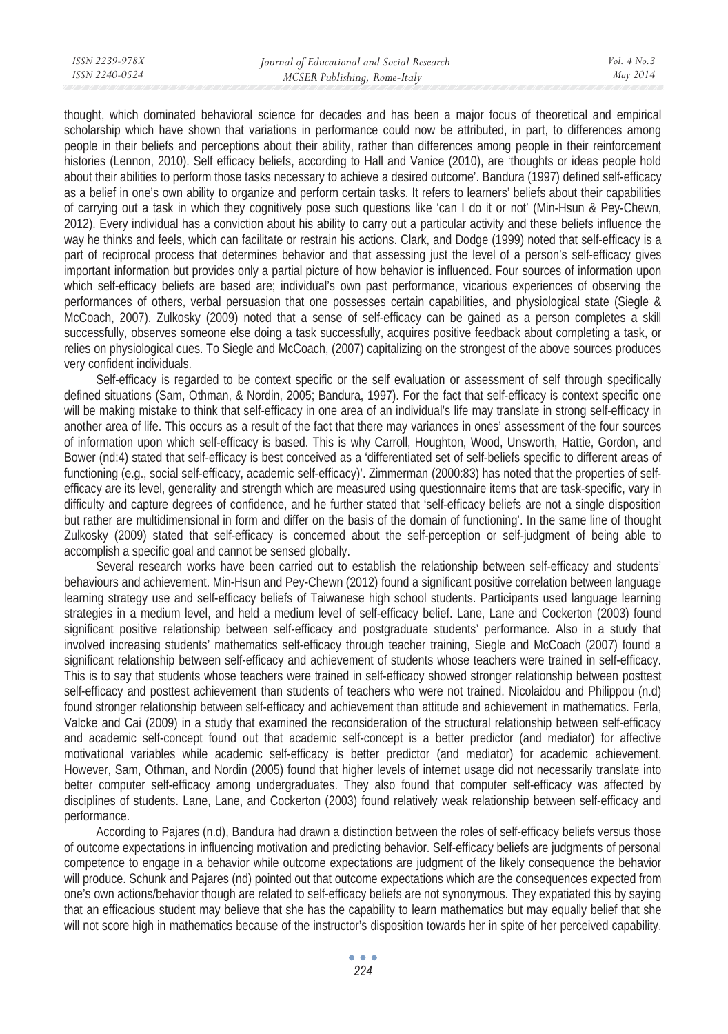thought, which dominated behavioral science for decades and has been a major focus of theoretical and empirical scholarship which have shown that variations in performance could now be attributed, in part, to differences among people in their beliefs and perceptions about their ability, rather than differences among people in their reinforcement histories (Lennon, 2010). Self efficacy beliefs, according to Hall and Vanice (2010), are 'thoughts or ideas people hold about their abilities to perform those tasks necessary to achieve a desired outcome'. Bandura (1997) defined self-efficacy as a belief in one's own ability to organize and perform certain tasks. It refers to learners' beliefs about their capabilities of carrying out a task in which they cognitively pose such questions like 'can I do it or not' (Min-Hsun & Pey-Chewn, 2012). Every individual has a conviction about his ability to carry out a particular activity and these beliefs influence the way he thinks and feels, which can facilitate or restrain his actions. Clark, and Dodge (1999) noted that self-efficacy is a part of reciprocal process that determines behavior and that assessing just the level of a person's self-efficacy gives important information but provides only a partial picture of how behavior is influenced. Four sources of information upon which self-efficacy beliefs are based are; individual's own past performance, vicarious experiences of observing the performances of others, verbal persuasion that one possesses certain capabilities, and physiological state (Siegle & McCoach, 2007). Zulkosky (2009) noted that a sense of self-efficacy can be gained as a person completes a skill successfully, observes someone else doing a task successfully, acquires positive feedback about completing a task, or relies on physiological cues. To Siegle and McCoach, (2007) capitalizing on the strongest of the above sources produces very confident individuals.

Self-efficacy is regarded to be context specific or the self evaluation or assessment of self through specifically defined situations (Sam, Othman, & Nordin, 2005; Bandura, 1997). For the fact that self-efficacy is context specific one will be making mistake to think that self-efficacy in one area of an individual's life may translate in strong self-efficacy in another area of life. This occurs as a result of the fact that there may variances in ones' assessment of the four sources of information upon which self-efficacy is based. This is why Carroll, Houghton, Wood, Unsworth, Hattie, Gordon, and Bower (nd:4) stated that self-efficacy is best conceived as a 'differentiated set of self-beliefs specific to different areas of functioning (e.g., social self-efficacy, academic self-efficacy)'. Zimmerman (2000:83) has noted that the properties of self-efficacy are its level, generality and strength which are measured using questionnaire items that are task-specific, vary in difficulty and capture degrees of confidence, and he further stated that 'self-efficacy beliefs are not a single disposition but rather are multidimensional in form and differ on the basis of the domain of functioning'. In the same line of thought Zulkosky (2009) stated that self-efficacy is concerned about the self-perception or self-judgment of being able to accomplish a specific goal and cannot be sensed globally.

Several research works have been carried out to establish the relationship between self-efficacy and students' behaviours and achievement. Min-Hsun and Pey-Chewn (2012) found a significant positive correlation between language learning strategy use and self-efficacy beliefs of Taiwanese high school students. Participants used language learning strategies in a medium level, and held a medium level of self-efficacy belief. Lane, Lane and Cockerton (2003) found significant positive relationship between self-efficacy and postgraduate students' performance. Also in a study that involved increasing students' mathematics self-efficacy through teacher training, Siegle and McCoach (2007) found a significant relationship between self-efficacy and achievement of students whose teachers were trained in self-efficacy. This is to say that students whose teachers were trained in self-efficacy showed stronger relationship between posttest self-efficacy and posttest achievement than students of teachers who were not trained. Nicolaidou and Philippou (n.d) found stronger relationship between self-efficacy and achievement than attitude and achievement in mathematics. Ferla, Valcke and Cai (2009) in a study that examined the reconsideration of the structural relationship between self-efficacy and academic self-concept found out that academic self-concept is a better predictor (and mediator) for affective motivational variables while academic self-efficacy is better predictor (and mediator) for academic achievement. However, Sam, Othman, and Nordin (2005) found that higher levels of internet usage did not necessarily translate into better computer self-efficacy among undergraduates. They also found that computer self-efficacy was affected by disciplines of students. Lane, Lane, and Cockerton (2003) found relatively weak relationship between self-efficacy and performance.

According to Pajares (n.d), Bandura had drawn a distinction between the roles of self-efficacy beliefs versus those of outcome expectations in influencing motivation and predicting behavior. Self-efficacy beliefs are judgments of personal competence to engage in a behavior while outcome expectations are judgment of the likely consequence the behavior will produce. Schunk and Pajares (nd) pointed out that outcome expectations which are the consequences expected from one's own actions/behavior though are related to self-efficacy beliefs are not synonymous. They expatiated this by saying that an efficacious student may believe that she has the capability to learn mathematics but may equally belief that she will not score high in mathematics because of the instructor's disposition towards her in spite of her perceived capability.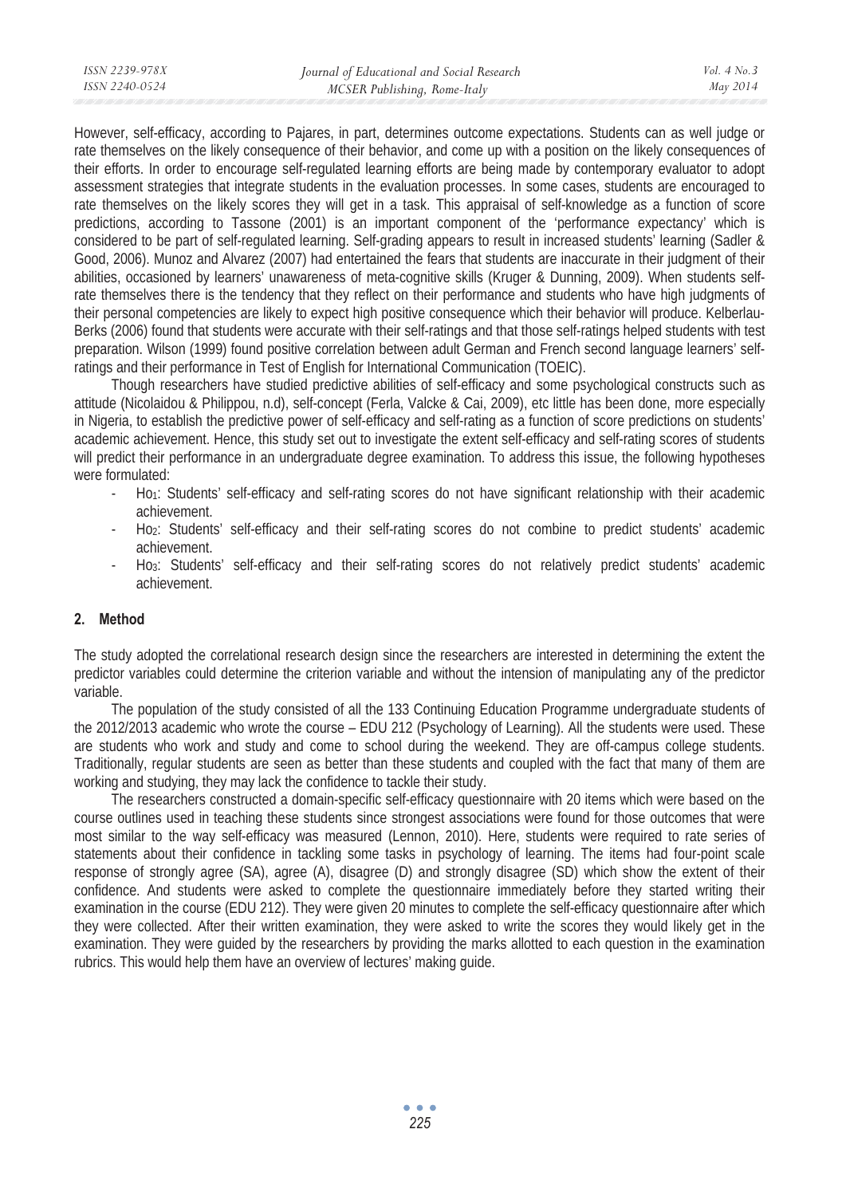However, self-efficacy, according to Pajares, in part, determines outcome expectations. Students can as well judge or rate themselves on the likely consequence of their behavior, and come up with a position on the likely consequences of their efforts. In order to encourage self-regulated learning efforts are being made by contemporary evaluator to adopt assessment strategies that integrate students in the evaluation processes. In some cases, students are encouraged to rate themselves on the likely scores they will get in a task. This appraisal of self-knowledge as a function of score predictions, according to Tassone (2001) is an important component of the 'performance expectancy' which is considered to be part of self-regulated learning. Self-grading appears to result in increased students' learning (Sadler & Good, 2006). Munoz and Alvarez (2007) had entertained the fears that students are inaccurate in their judgment of their abilities, occasioned by learners' unawareness of meta-cognitive skills (Kruger & Dunning, 2009). When students self-rate themselves there is the tendency that they reflect on their performance and students who have high judgments of their personal competencies are likely to expect high positive consequence which their behavior will produce. Kelberlau-Berks (2006) found that students were accurate with their self-ratings and that those self-ratings helped students with test preparation. Wilson (1999) found positive correlation between adult German and French second language learners' self-ratings and their performance in Test of English for International Communication (TOEIC).

Though researchers have studied predictive abilities of self-efficacy and some psychological constructs such as attitude (Nicolaidou & Philippou, n.d), self-concept (Ferla, Valcke & Cai, 2009), etc little has been done, more especially in Nigeria, to establish the predictive power of self-efficacy and self-rating as a function of score predictions on students' academic achievement. Hence, this study set out to investigate the extent self-efficacy and self-rating scores of students will predict their performance in an undergraduate degree examination. To address this issue, the following hypotheses were formulated:

- $Ho_1$: Students' self-efficacy and self-rating scores do not have significant relationship with their academic achievement.
- $Ho_2$: Students' self-efficacy and their self-rating scores do not combine to predict students' academic achievement.
- $Ho_3$: Students' self-efficacy and their self-rating scores do not relatively predict students' academic achievement.

## 2. Method

The study adopted the correlational research design since the researchers are interested in determining the extent the predictor variables could determine the criterion variable and without the intension of manipulating any of the predictor variable.

The population of the study consisted of all the 133 Continuing Education Programme undergraduate students of the 2012/2013 academic who wrote the course – EDU 212 (Psychology of Learning). All the students were used. These are students who work and study and come to school during the weekend. They are off-campus college students. Traditionally, regular students are seen as better than these students and coupled with the fact that many of them are working and studying, they may lack the confidence to tackle their study.

The researchers constructed a domain-specific self-efficacy questionnaire with 20 items which were based on the course outlines used in teaching these students since strongest associations were found for those outcomes that were most similar to the way self-efficacy was measured (Lennon, 2010). Here, students were required to rate series of statements about their confidence in tackling some tasks in psychology of learning. The items had four-point scale response of strongly agree (SA), agree (A), disagree (D) and strongly disagree (SD) which show the extent of their confidence. And students were asked to complete the questionnaire immediately before they started writing their examination in the course (EDU 212). They were given 20 minutes to complete the self-efficacy questionnaire after which they were collected. After their written examination, they were asked to write the scores they would likely get in the examination. They were guided by the researchers by providing the marks allotted to each question in the examination rubrics. This would help them have an overview of lectures' making guide.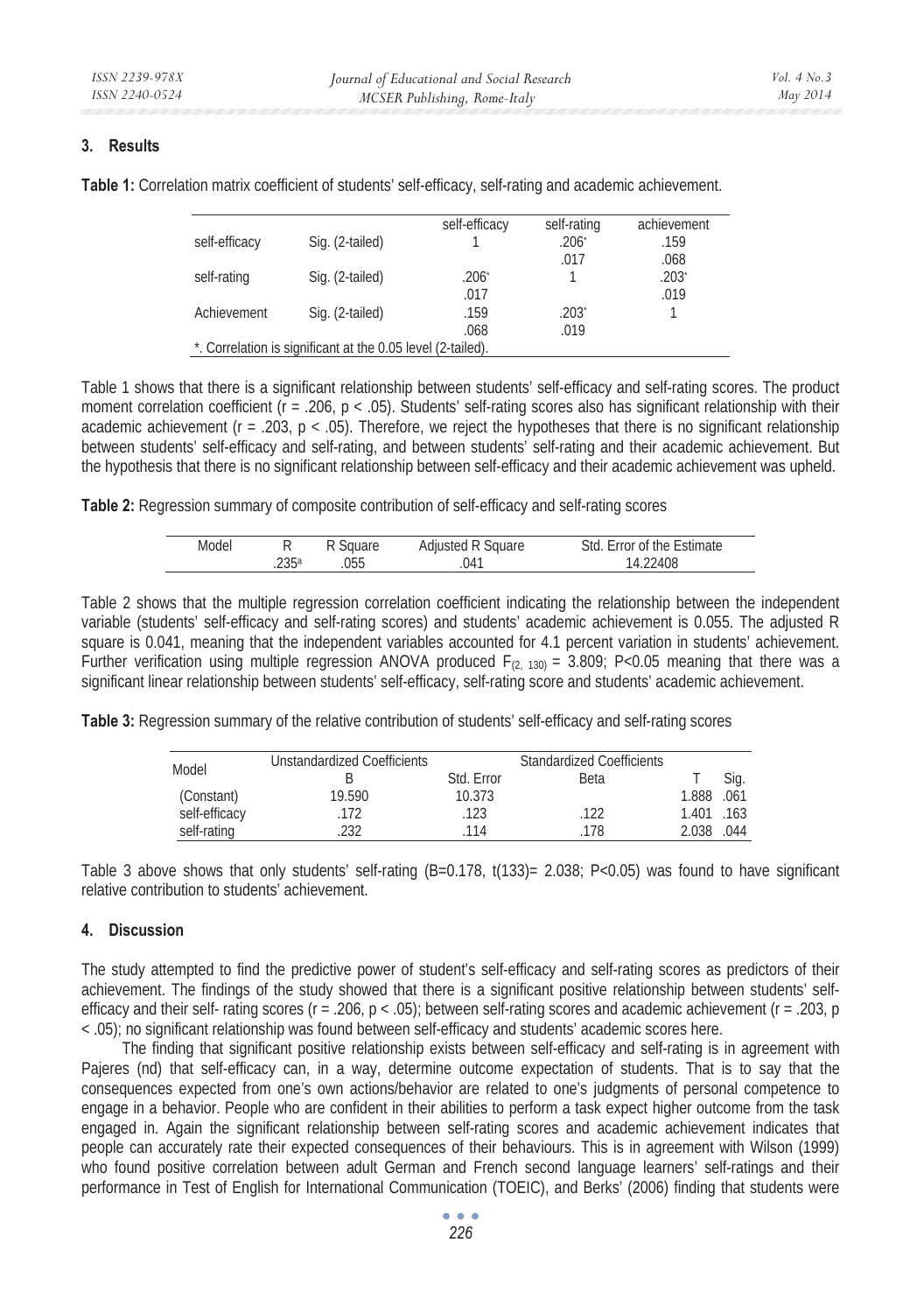## 3. Results

**Table 1:** Correlation matrix coefficient of students' self-efficacy, self-rating and academic achievement.

| | | self-efficacy | self-rating | achievement |
|---|---|---|---|---|
| self-efficacy | Sig. (2-tailed) | 1 | .206* | .159 |
| | | | .017 | .068 |
| self-rating | Sig. (2-tailed) | .206* | 1 | .203* |
| | | .017 | | .019 |
| Achievement | Sig. (2-tailed) | .159 | .203* | 1 |
| | | .068 | .019 | |

*. Correlation is significant at the 0.05 level (2-tailed).

Table 1 shows that there is a significant relationship between students' self-efficacy and self-rating scores. The product moment correlation coefficient ($r = .206$, $p < .05$). Students' self-rating scores also has significant relationship with their academic achievement ($r = .203$, $p < .05$). Therefore, we reject the hypotheses that there is no significant relationship between students' self-efficacy and self-rating, and between students' self-rating and their academic achievement. But the hypothesis that there is no significant relationship between self-efficacy and their academic achievement was upheld.

**Table 2:** Regression summary of composite contribution of self-efficacy and self-rating scores

| Model | R | R Square | Adjusted R Square | Std. Error of the Estimate |
|---|---|---|---|---|
| | .235ᵃ | .055 | .041 | 14.22408 |

Table 2 shows that the multiple regression correlation coefficient indicating the relationship between the independent variable (students' self-efficacy and self-rating scores) and students' academic achievement is 0.055. The adjusted R square is 0.041, meaning that the independent variables accounted for 4.1 percent variation in students' achievement. Further verification using multiple regression ANOVA produced $F_{(2, 130)} = 3.809$; $P<0.05$ meaning that there was a significant linear relationship between students' self-efficacy, self-rating score and students' academic achievement.

**Table 3:** Regression summary of the relative contribution of students' self-efficacy and self-rating scores

| Model | Unstandardized Coefficients | | Standardized Coefficients | | |
|---|---|---|---|---|---|
| | B | Std. Error | Beta | T | Sig. |
| (Constant) | 19.590 | 10.373 | | 1.888 | .061 |
| self-efficacy | .172 | .123 | .122 | 1.401 | .163 |
| self-rating | .232 | .114 | .178 | 2.038 | .044 |

Table 3 above shows that only students' self-rating ($B=0.178$, $t(133)= 2.038$; $P<0.05$) was found to have significant relative contribution to students' achievement.

## 4. Discussion

The study attempted to find the predictive power of student's self-efficacy and self-rating scores as predictors of their achievement. The findings of the study showed that there is a significant positive relationship between students' self-efficacy and their self- rating scores ($r = .206$, $p < .05$); between self-rating scores and academic achievement ($r = .203$, $p < .05$); no significant relationship was found between self-efficacy and students' academic scores here.

The finding that significant positive relationship exists between self-efficacy and self-rating is in agreement with Pajeres (nd) that self-efficacy can, in a way, determine outcome expectation of students. That is to say that the consequences expected from one's own actions/behavior are related to one's judgments of personal competence to engage in a behavior. People who are confident in their abilities to perform a task expect higher outcome from the task engaged in. Again the significant relationship between self-rating scores and academic achievement indicates that people can accurately rate their expected consequences of their behaviours. This is in agreement with Wilson (1999) who found positive correlation between adult German and French second language learners' self-ratings and their performance in Test of English for International Communication (TOEIC), and Berks' (2006) finding that students were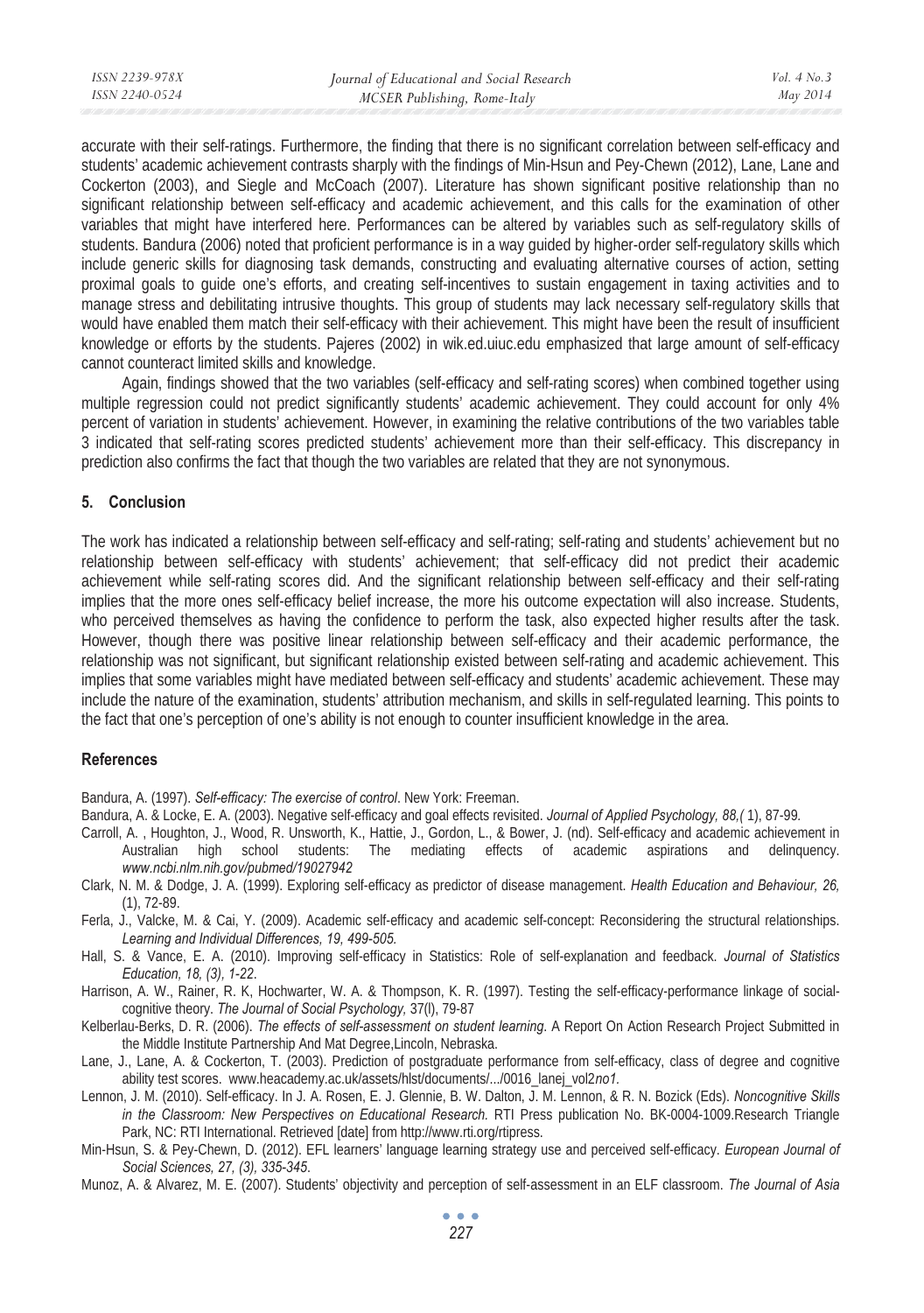accurate with their self-ratings. Furthermore, the finding that there is no significant correlation between self-efficacy and students' academic achievement contrasts sharply with the findings of Min-Hsun and Pey-Chewn (2012), Lane, Lane and Cockerton (2003), and Siegle and McCoach (2007). Literature has shown significant positive relationship than no significant relationship between self-efficacy and academic achievement, and this calls for the examination of other variables that might have interfered here. Performances can be altered by variables such as self-regulatory skills of students. Bandura (2006) noted that proficient performance is in a way guided by higher-order self-regulatory skills which include generic skills for diagnosing task demands, constructing and evaluating alternative courses of action, setting proximal goals to guide one's efforts, and creating self-incentives to sustain engagement in taxing activities and to manage stress and debilitating intrusive thoughts. This group of students may lack necessary self-regulatory skills that would have enabled them match their self-efficacy with their achievement. This might have been the result of insufficient knowledge or efforts by the students. Pajeres (2002) in wik.ed.uiuc.edu emphasized that large amount of self-efficacy cannot counteract limited skills and knowledge.

Again, findings showed that the two variables (self-efficacy and self-rating scores) when combined together using multiple regression could not predict significantly students' academic achievement. They could account for only 4% percent of variation in students' achievement. However, in examining the relative contributions of the two variables table 3 indicated that self-rating scores predicted students' achievement more than their self-efficacy. This discrepancy in prediction also confirms the fact that though the two variables are related that they are not synonymous.

## 5. Conclusion

The work has indicated a relationship between self-efficacy and self-rating; self-rating and students' achievement but no relationship between self-efficacy with students' achievement; that self-efficacy did not predict their academic achievement while self-rating scores did. And the significant relationship between self-efficacy and their self-rating implies that the more ones self-efficacy belief increase, the more his outcome expectation will also increase. Students, who perceived themselves as having the confidence to perform the task, also expected higher results after the task. However, though there was positive linear relationship between self-efficacy and their academic performance, the relationship was not significant, but significant relationship existed between self-rating and academic achievement. This implies that some variables might have mediated between self-efficacy and students' academic achievement. These may include the nature of the examination, students' attribution mechanism, and skills in self-regulated learning. This points to the fact that one's perception of one's ability is not enough to counter insufficient knowledge in the area.

### References

Bandura, A. (1997). *Self-efficacy: The exercise of control*. New York: Freeman.

Bandura, A. & Locke, E. A. (2003). Negative self-efficacy and goal effects revisited. *Journal of Applied Psychology, 88,(* 1), 87-99.

Carroll, A. , Houghton, J., Wood, R. Unsworth, K., Hattie, J., Gordon, L., & Bower, J. (nd). Self-efficacy and academic achievement in Australian high school students: The mediating effects of academic aspirations and delinquency. *www.ncbi.nlm.nih.gov/pubmed/19027942*

Clark, N. M. & Dodge, J. A. (1999). Exploring self-efficacy as predictor of disease management. *Health Education and Behaviour, 26,* (1), 72-89.

Ferla, J., Valcke, M. & Cai, Y. (2009). Academic self-efficacy and academic self-concept: Reconsidering the structural relationships. *Learning and Individual Differences, 19, 499-505.*

Hall, S. & Vance, E. A. (2010). Improving self-efficacy in Statistics: Role of self-explanation and feedback. *Journal of Statistics Education, 18, (3), 1-22.*

Harrison, A. W., Rainer, R. K, Hochwarter, W. A. & Thompson, K. R. (1997). Testing the self-efficacy-performance linkage of social-cognitive theory. *The Journal of Social Psychology,* 37(l), 79-87

Kelberlau-Berks, D. R. (2006). *The effects of self-assessment on student learning*. A Report On Action Research Project Submitted in the Middle Institute Partnership And Mat Degree,Lincoln, Nebraska.

Lane, J., Lane, A. & Cockerton, T. (2003). Prediction of postgraduate performance from self-efficacy, class of degree and cognitive ability test scores. www.heacademy.ac.uk/assets/hlst/documents/.../0016_lanej_vol2*no1*.

Lennon, J. M. (2010). Self-efficacy. In J. A. Rosen, E. J. Glennie, B. W. Dalton, J. M. Lennon, & R. N. Bozick (Eds). *Noncognitive Skills in the Classroom: New Perspectives on Educational Research.* RTI Press publication No. BK-0004-1009.Research Triangle Park, NC: RTI International. Retrieved [date] from http://www.rti.org/rtipress.

Min-Hsun, S. & Pey-Chewn, D. (2012). EFL learners' language learning strategy use and perceived self-efficacy. *European Journal of Social Sciences, 27, (3), 335-345.*

Munoz, A. & Alvarez, M. E. (2007). Students' objectivity and perception of self-assessment in an ELF classroom. *The Journal of Asia*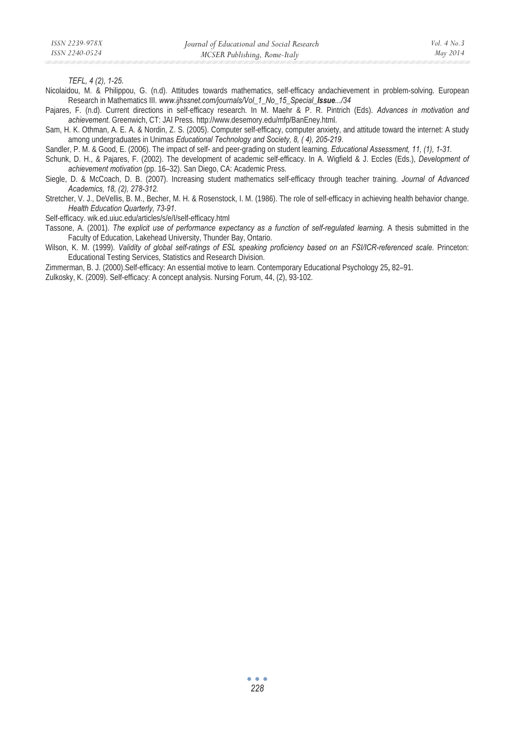*TEFL, 4 (2), 1-25.*

Nicolaidou, M. & Philippou, G. (n.d). Attitudes towards mathematics, self-efficacy andachievement in problem-solving. European Research in Mathematics III. *www.ijhssnet.com/journals/Vol_1_No_15_Special_**Issue**.../34*

Pajares, F. (n.d). Current directions in self-efficacy research. In M. Maehr & P. R. Pintrich (Eds). *Advances in motivation and achievement*. Greenwich, CT: JAI Press. http://www.desemory.edu/mfp/BanEney.html.

Sam, H. K. Othman, A. E. A. & Nordin, Z. S. (2005). Computer self-efficacy, computer anxiety, and attitude toward the internet: A study among undergraduates in Unimas *Educational Technology and Society, 8, ( 4), 205-219*.

Sandler, P. M. & Good, E. (2006). The impact of self- and peer-grading on student learning. *Educational Assessment, 11, (1), 1-31.*

Schunk, D. H., & Pajares, F. (2002). The development of academic self-efficacy. In A. Wigfield & J. Eccles (Eds.), *Development of achievement motivation* (pp. 16–32). San Diego, CA: Academic Press.

Siegle, D. & McCoach, D. B. (2007). Increasing student mathematics self-efficacy through teacher training. *Journal of Advanced Academics, 18, (2), 278-312.*

Stretcher, V. J., DeVellis, B. M., Becher, M. H. & Rosenstock, I. M. (1986). The role of self-efficacy in achieving health behavior change. *Health Education Quarterly, 73-91*.

Self-efficacy. wik.ed.uiuc.edu/articles/s/e/l/self-efficacy.html

Tassone, A. (2001). *The explicit use of performance expectancy as a function of self-regulated learning.* A thesis submitted in the Faculty of Education, Lakehead University, Thunder Bay, Ontario.

Wilson, K. M. (1999). *Validity of global self-ratings of ESL speaking proficiency based on an FSI/ICR-referenced scale*. Princeton: Educational Testing Services, Statistics and Research Division.

Zimmerman, B. J. (2000).Self-efficacy: An essential motive to learn. Contemporary Educational Psychology 25**,** 82–91.

Zulkosky, K. (2009). Self-efficacy: A concept analysis. Nursing Forum, 44, (2), 93-102.